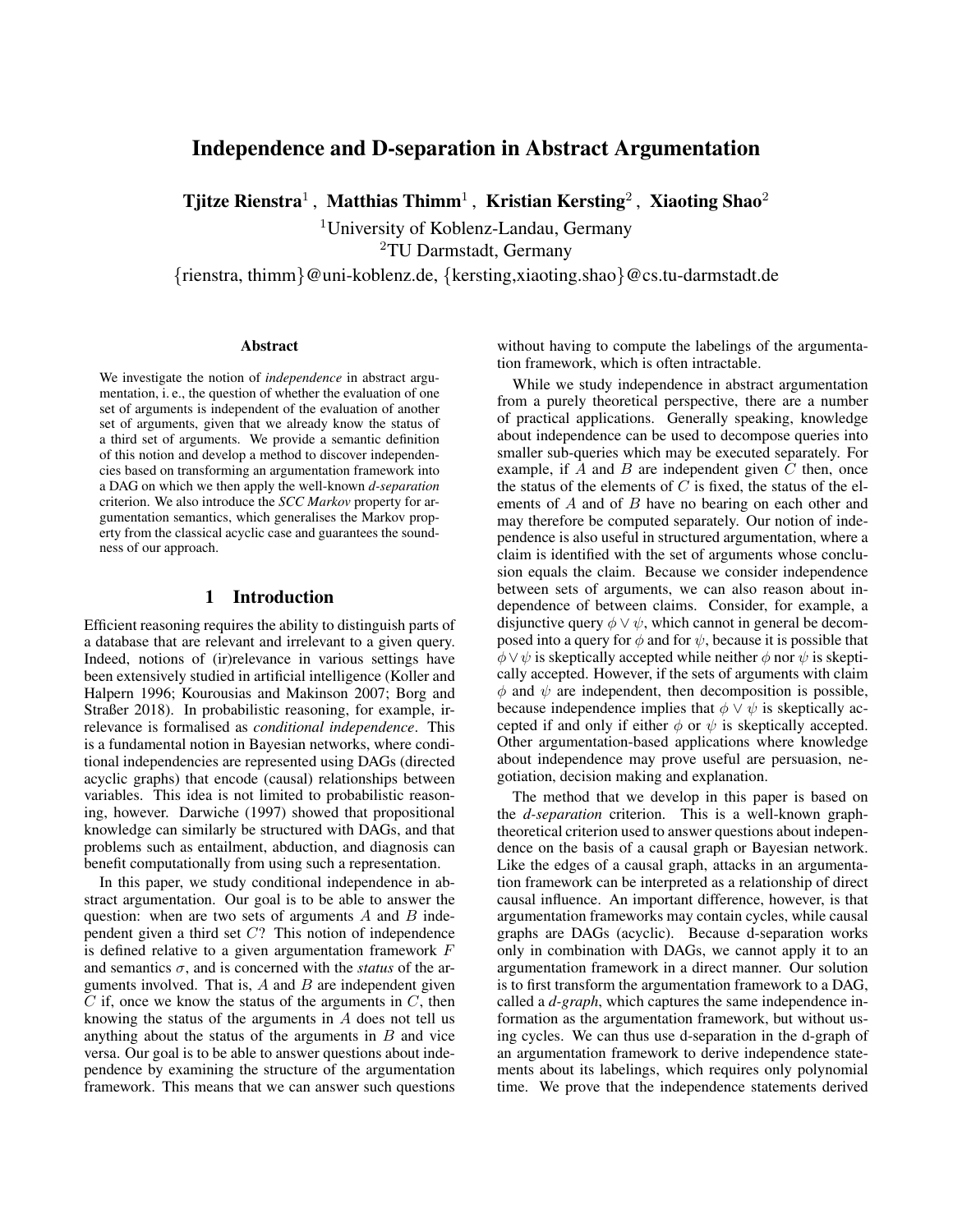# Independence and D-separation in Abstract Argumentation

**Tjitze Rienstra**[1], **Matthias Thimm**[1], **Kristian Kersting**[2], **Xiaoting Shao**[2]

[1]University of Koblenz-Landau, Germany
[2]TU Darmstadt, Germany

{rienstra, thimm}@uni-koblenz.de, {kersting,xiaoting.shao}@cs.tu-darmstadt.de

### Abstract

We investigate the notion of *independence* in abstract argumentation, i. e., the question of whether the evaluation of one set of arguments is independent of the evaluation of another set of arguments, given that we already know the status of a third set of arguments. We provide a semantic definition of this notion and develop a method to discover independencies based on transforming an argumentation framework into a DAG on which we then apply the well-known *d-separation* criterion. We also introduce the *SCC Markov* property for argumentation semantics, which generalises the Markov property from the classical acyclic case and guarantees the soundness of our approach.

## 1 Introduction

Efficient reasoning requires the ability to distinguish parts of a database that are relevant and irrelevant to a given query. Indeed, notions of (ir)relevance in various settings have been extensively studied in artificial intelligence (Koller and Halpern 1996; Kourousias and Makinson 2007; Borg and Straßer 2018). In probabilistic reasoning, for example, irrelevance is formalised as *conditional independence*. This is a fundamental notion in Bayesian networks, where conditional independencies are represented using DAGs (directed acyclic graphs) that encode (causal) relationships between variables. This idea is not limited to probabilistic reasoning, however. Darwiche (1997) showed that propositional knowledge can similarly be structured with DAGs, and that problems such as entailment, abduction, and diagnosis can benefit computationally from using such a representation.

In this paper, we study conditional independence in abstract argumentation. Our goal is to be able to answer the question: when are two sets of arguments $A$ and $B$ independent given a third set $C$? This notion of independence is defined relative to a given argumentation framework $F$ and semantics $\sigma$, and is concerned with the *status* of the arguments involved. That is, $A$ and $B$ are independent given $C$ if, once we know the status of the arguments in $C$, then knowing the status of the arguments in $A$ does not tell us anything about the status of the arguments in $B$ and vice versa. Our goal is to be able to answer questions about independence by examining the structure of the argumentation framework. This means that we can answer such questions without having to compute the labelings of the argumentation framework, which is often intractable.

While we study independence in abstract argumentation from a purely theoretical perspective, there are a number of practical applications. Generally speaking, knowledge about independence can be used to decompose queries into smaller sub-queries which may be executed separately. For example, if $A$ and $B$ are independent given $C$ then, once the status of the elements of $C$ is fixed, the status of the elements of $A$ and of $B$ have no bearing on each other and may therefore be computed separately. Our notion of independence is also useful in structured argumentation, where a claim is identified with the set of arguments whose conclusion equals the claim. Because we consider independence between sets of arguments, we can also reason about independence of between claims. Consider, for example, a disjunctive query $\phi \vee \psi$, which cannot in general be decomposed into a query for $\phi$ and for $\psi$, because it is possible that $\phi \vee \psi$ is skeptically accepted while neither $\phi$ nor $\psi$ is skeptically accepted. However, if the sets of arguments with claim $\phi$ and $\psi$ are independent, then decomposition is possible, because independence implies that $\phi \vee \psi$ is skeptically accepted if and only if either $\phi$ or $\psi$ is skeptically accepted. Other argumentation-based applications where knowledge about independence may prove useful are persuasion, negotiation, decision making and explanation.

The method that we develop in this paper is based on the *d-separation* criterion. This is a well-known graph-theoretical criterion used to answer questions about independence on the basis of a causal graph or Bayesian network. Like the edges of a causal graph, attacks in an argumentation framework can be interpreted as a relationship of direct causal influence. An important difference, however, is that argumentation frameworks may contain cycles, while causal graphs are DAGs (acyclic). Because d-separation works only in combination with DAGs, we cannot apply it to an argumentation framework in a direct manner. Our solution is to first transform the argumentation framework to a DAG, called a *d-graph*, which captures the same independence information as the argumentation framework, but without using cycles. We can thus use d-separation in the d-graph of an argumentation framework to derive independence statements about its labelings, which requires only polynomial time. We prove that the independence statements derived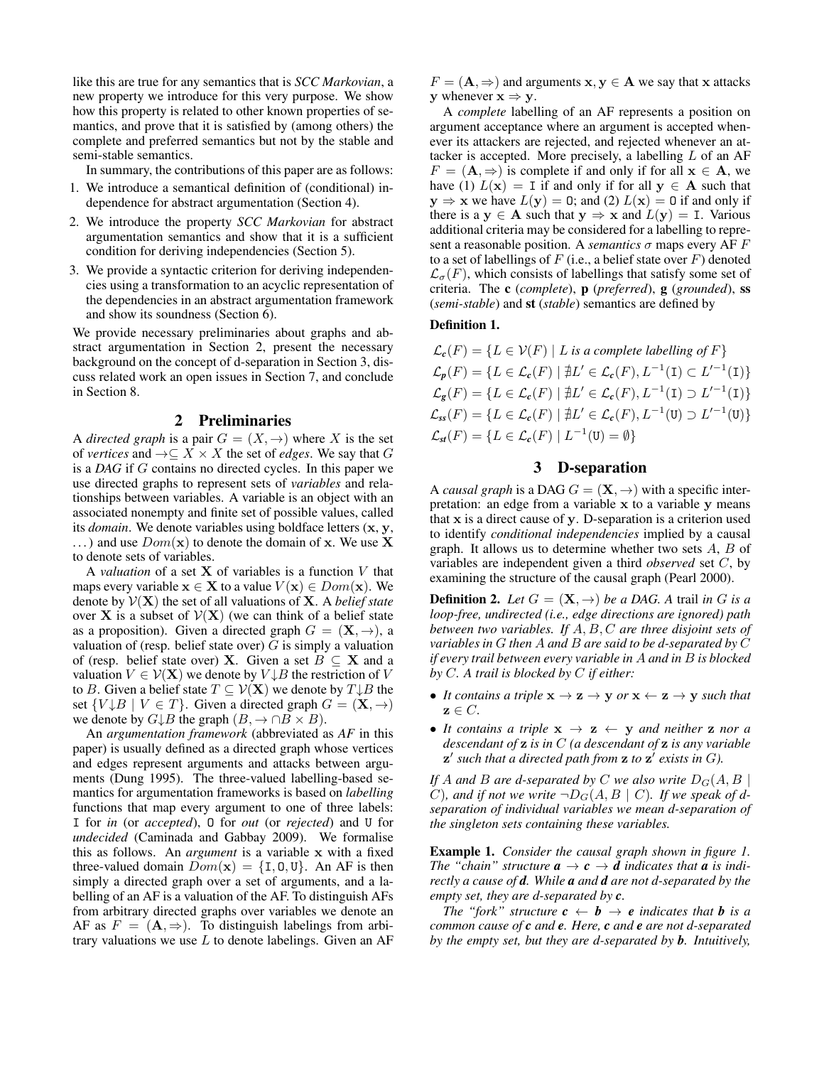like this are true for any semantics that is *SCC Markovian*, a new property we introduce for this very purpose. We show how this property is related to other known properties of semantics, and prove that it is satisfied by (among others) the complete and preferred semantics but not by the stable and semi-stable semantics.

In summary, the contributions of this paper are as follows:

1. We introduce a semantical definition of (conditional) independence for abstract argumentation (Section 4).
2. We introduce the property *SCC Markovian* for abstract argumentation semantics and show that it is a sufficient condition for deriving independencies (Section 5).
3. We provide a syntactic criterion for deriving independencies using a transformation to an acyclic representation of the dependencies in an abstract argumentation framework and show its soundness (Section 6).

We provide necessary preliminaries about graphs and abstract argumentation in Section 2, present the necessary background on the concept of d-separation in Section 3, discuss related work an open issues in Section 7, and conclude in Section 8.

## 2 Preliminaries

A *directed graph* is a pair $G = (X, \rightarrow)$ where $X$ is the set of *vertices* and $\rightarrow \subseteq X \times X$ the set of *edges*. We say that $G$ is a *DAG* if $G$ contains no directed cycles. In this paper we use directed graphs to represent sets of *variables* and relationships between variables. A variable is an object with an associated nonempty and finite set of possible values, called its *domain*. We denote variables using boldface letters ($\mathbf{x}$, $\mathbf{y}$, ...) and use $Dom(\mathbf{x})$ to denote the domain of $\mathbf{x}$. We use $\mathbf{X}$ to denote sets of variables.

A *valuation* of a set $\mathbf{X}$ of variables is a function $V$ that maps every variable $\mathbf{x} \in \mathbf{X}$ to a value $V(\mathbf{x}) \in Dom(\mathbf{x})$. We denote by $\mathcal{V}(\mathbf{X})$ the set of all valuations of $\mathbf{X}$. A *belief state* over $\mathbf{X}$ is a subset of $\mathcal{V}(\mathbf{X})$ (we can think of a belief state as a proposition). Given a directed graph $G = (\mathbf{X}, \rightarrow)$, a valuation of (resp. belief state over) $G$ is simply a valuation of (resp. belief state over) $\mathbf{X}$. Given a set $B \subseteq \mathbf{X}$ and a valuation $V \in \mathcal{V}(\mathbf{X})$ we denote by $V{\downarrow}B$ the restriction of $V$ to $B$. Given a belief state $T \subseteq \mathcal{V}(\mathbf{X})$ we denote by $T{\downarrow}B$ the set $\{V{\downarrow}B \mid V \in T\}$. Given a directed graph $G = (\mathbf{X}, \rightarrow)$ we denote by $G{\downarrow}B$ the graph $(B, \rightarrow \cap B \times B)$.

An *argumentation framework* (abbreviated as *AF* in this paper) is usually defined as a directed graph whose vertices and edges represent arguments and attacks between arguments (Dung 1995). The three-valued labelling-based semantics for argumentation frameworks is based on *labelling* functions that map every argument to one of three labels: I for *in* (or *accepted*), O for *out* (or *rejected*) and U for *undecided* (Caminada and Gabbay 2009). We formalise this as follows. An *argument* is a variable $\mathbf{x}$ with a fixed three-valued domain $Dom(\mathbf{x}) = \{\mathtt{I}, \mathtt{O}, \mathtt{U}\}$. An AF is then simply a directed graph over a set of arguments, and a labelling of an AF is a valuation of the AF. To distinguish AFs from arbitrary directed graphs over variables we denote an AF as $F = (\mathbf{A}, \Rightarrow)$. To distinguish labelings from arbitrary valuations we use $L$ to denote labelings. Given an AF $F = (\mathbf{A}, \Rightarrow)$ and arguments $\mathbf{x}, \mathbf{y} \in \mathbf{A}$ we say that $\mathbf{x}$ attacks $\mathbf{y}$ whenever $\mathbf{x} \Rightarrow \mathbf{y}$.

A *complete* labelling of an AF represents a position on argument acceptance where an argument is accepted whenever its attackers are rejected, and rejected whenever an attacker is accepted. More precisely, a labelling $L$ of an AF $F = (\mathbf{A}, \Rightarrow)$ is complete if and only if for all $\mathbf{x} \in \mathbf{A}$, we have (1) $L(\mathbf{x}) = \mathtt{I}$ if and only if for all $\mathbf{y} \in \mathbf{A}$ such that $\mathbf{y} \Rightarrow \mathbf{x}$ we have $L(\mathbf{y}) = \mathtt{O}$; and (2) $L(\mathbf{x}) = \mathtt{O}$ if and only if there is a $\mathbf{y} \in \mathbf{A}$ such that $\mathbf{y} \Rightarrow \mathbf{x}$ and $L(\mathbf{y}) = \mathtt{I}$. Various additional criteria may be considered for a labelling to represent a reasonable position. A *semantics* $\sigma$ maps every AF $F$ to a set of labellings of $F$ (i.e., a belief state over $F$) denoted $\mathcal{L}_\sigma(F)$, which consists of labellings that satisfy some set of criteria. The **c** (*complete*), **p** (*preferred*), **g** (*grounded*), **ss** (*semi-stable*) and **st** (*stable*) semantics are defined by

**Definition 1.**

$$\mathcal{L}_{\mathbf{c}}(F) = \{L \in \mathcal{V}(F) \mid L \text{ is a complete labelling of } F\}$$
$$\mathcal{L}_{\mathbf{p}}(F) = \{L \in \mathcal{L}_{\mathbf{c}}(F) \mid \nexists L' \in \mathcal{L}_{\mathbf{c}}(F), L^{-1}(\mathtt{I}) \subset L'^{-1}(\mathtt{I})\}$$
$$\mathcal{L}_{\mathbf{g}}(F) = \{L \in \mathcal{L}_{\mathbf{c}}(F) \mid \nexists L' \in \mathcal{L}_{\mathbf{c}}(F), L^{-1}(\mathtt{I}) \supset L'^{-1}(\mathtt{I})\}$$
$$\mathcal{L}_{\mathbf{ss}}(F) = \{L \in \mathcal{L}_{\mathbf{c}}(F) \mid \nexists L' \in \mathcal{L}_{\mathbf{c}}(F), L^{-1}(\mathtt{U}) \supset L'^{-1}(\mathtt{U})\}$$
$$\mathcal{L}_{\mathbf{st}}(F) = \{L \in \mathcal{L}_{\mathbf{c}}(F) \mid L^{-1}(\mathtt{U}) = \emptyset\}$$

## 3 D-separation

A *causal graph* is a DAG $G = (\mathbf{X}, \rightarrow)$ with a specific interpretation: an edge from a variable $\mathbf{x}$ to a variable $\mathbf{y}$ means that $\mathbf{x}$ is a direct cause of $\mathbf{y}$. D-separation is a criterion used to identify *conditional independencies* implied by a causal graph. It allows us to determine whether two sets $A$, $B$ of variables are independent given a third *observed* set $C$, by examining the structure of the causal graph (Pearl 2000).

**Definition 2.** *Let $G = (\mathbf{X}, \rightarrow)$ be a DAG. A* trail *in $G$ is a loop-free, undirected (i.e., edge directions are ignored) path between two variables. If $A, B, C$ are three disjoint sets of variables in $G$ then $A$ and $B$ are said to be d-separated by $C$ if every trail between every variable in $A$ and in $B$ is blocked by $C$. A trail is blocked by $C$ if either:*

- *It contains a triple $\mathbf{x} \rightarrow \mathbf{z} \rightarrow \mathbf{y}$ or $\mathbf{x} \leftarrow \mathbf{z} \rightarrow \mathbf{y}$ such that $\mathbf{z} \in C$.*
- *It contains a triple $\mathbf{x} \rightarrow \mathbf{z} \leftarrow \mathbf{y}$ and neither $\mathbf{z}$ nor a descendant of $\mathbf{z}$ is in $C$ (a descendant of $\mathbf{z}$ is any variable $\mathbf{z}'$ such that a directed path from $\mathbf{z}$ to $\mathbf{z}'$ exists in $G$).*

*If $A$ and $B$ are d-separated by $C$ we also write $D_G(A, B \mid C)$, and if not we write $\neg D_G(A, B \mid C)$. If we speak of d-separation of individual variables we mean d-separation of the singleton sets containing these variables.*

**Example 1.** *Consider the causal graph shown in figure 1. The "chain" structure $\mathbf{a} \rightarrow \mathbf{c} \rightarrow \mathbf{d}$ indicates that $\mathbf{a}$ is indirectly a cause of $\mathbf{d}$. While $\mathbf{a}$ and $\mathbf{d}$ are not d-separated by the empty set, they are d-separated by $\mathbf{c}$.*

*The "fork" structure $\mathbf{c} \leftarrow \mathbf{b} \rightarrow \mathbf{e}$ indicates that $\mathbf{b}$ is a common cause of $\mathbf{c}$ and $\mathbf{e}$. Here, $\mathbf{c}$ and $\mathbf{e}$ are not d-separated by the empty set, but they are d-separated by $\mathbf{b}$. Intuitively,*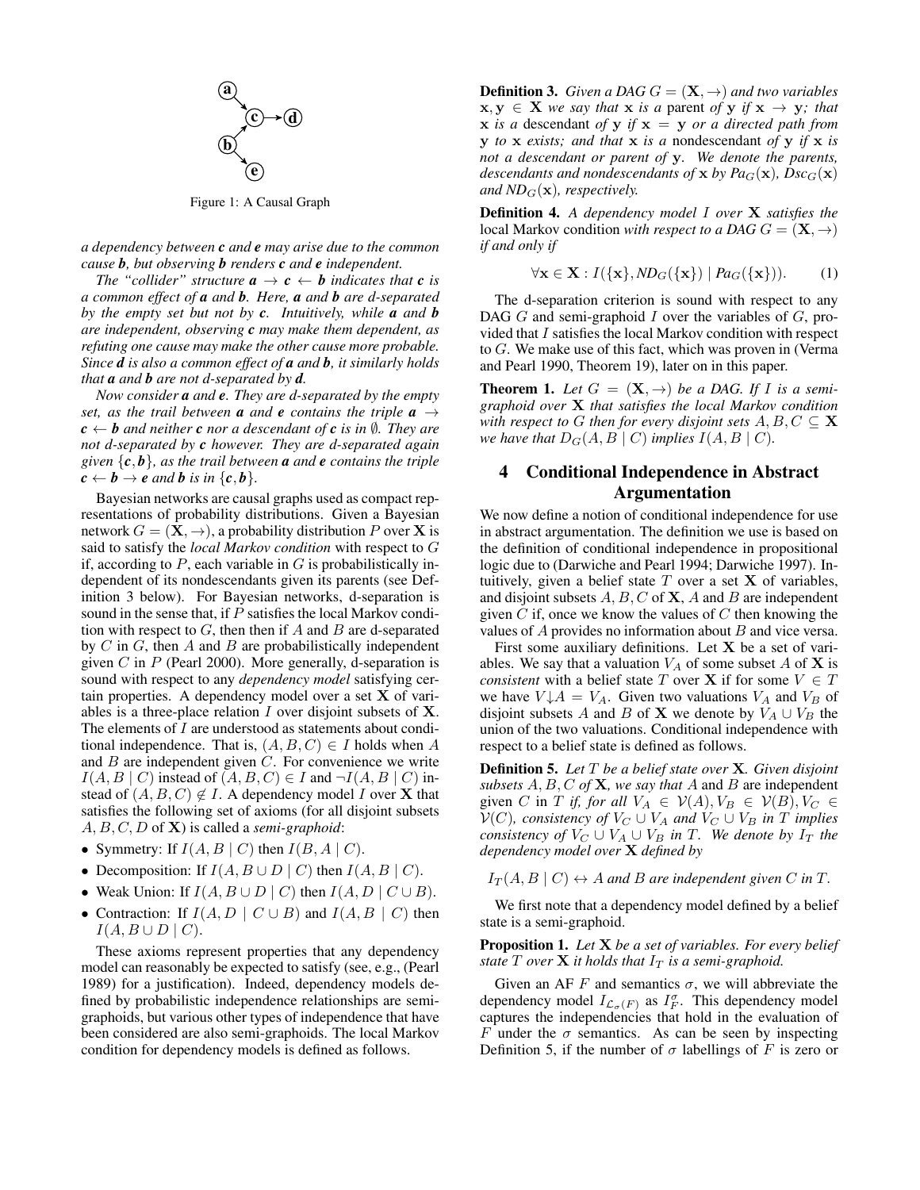Figure 1: A Causal Graph

*a dependency between **c** and **e** may arise due to the common cause **b**, but observing **b** renders **c** and **e** independent.*

*The "collider" structure **a** → **c** ← **b** indicates that **c** is a common effect of **a** and **b**. Here, **a** and **b** are d-separated by the empty set but not by **c**. Intuitively, while **a** and **b** are independent, observing **c** may make them dependent, as refuting one cause may make the other cause more probable. Since **d** is also a common effect of **a** and **b**, it similarly holds that **a** and **b** are not d-separated by **d**.*

*Now consider **a** and **e**. They are d-separated by the empty set, as the trail between **a** and **e** contains the triple **a** → **c** ← **b** and neither **c** nor a descendant of **c** is in ∅. They are not d-separated by **c** however. They are d-separated again given {**c**, **b**}, as the trail between **a** and **e** contains the triple **c** ← **b** → **e** and **b** is in {**c**, **b**}.*

Bayesian networks are causal graphs used as compact representations of probability distributions. Given a Bayesian network $G = (\mathbf{X}, \rightarrow)$, a probability distribution $P$ over $\mathbf{X}$ is said to satisfy the *local Markov condition* with respect to $G$ if, according to $P$, each variable in $G$ is probabilistically independent of its nondescendants given its parents (see Definition 3 below). For Bayesian networks, d-separation is sound in the sense that, if $P$ satisfies the local Markov condition with respect to $G$, then then if $A$ and $B$ are d-separated by $C$ in $G$, then $A$ and $B$ are probabilistically independent given $C$ in $P$ (Pearl 2000). More generally, d-separation is sound with respect to any *dependency model* satisfying certain properties. A dependency model over a set $\mathbf{X}$ of variables is a three-place relation $I$ over disjoint subsets of $\mathbf{X}$. The elements of $I$ are understood as statements about conditional independence. That is, $(A, B, C) \in I$ holds when $A$ and $B$ are independent given $C$. For convenience we write $I(A, B \mid C)$ instead of $(A, B, C) \in I$ and $\neg I(A, B \mid C)$ instead of $(A, B, C) \notin I$. A dependency model $I$ over $\mathbf{X}$ that satisfies the following set of axioms (for all disjoint subsets $A, B, C, D$ of $\mathbf{X}$) is called a *semi-graphoid*:

- Symmetry: If $I(A, B \mid C)$ then $I(B, A \mid C)$.
- Decomposition: If $I(A, B \cup D \mid C)$ then $I(A, B \mid C)$.
- Weak Union: If $I(A, B \cup D \mid C)$ then $I(A, D \mid C \cup B)$.
- Contraction: If $I(A, D \mid C \cup B)$ and $I(A, B \mid C)$ then $I(A, B \cup D \mid C)$.

These axioms represent properties that any dependency model can reasonably be expected to satisfy (see, e.g., (Pearl 1989) for a justification). Indeed, dependency models defined by probabilistic independence relationships are semi-graphoids, but various other types of independence that have been considered are also semi-graphoids. The local Markov condition for dependency models is defined as follows.

**Definition 3.** *Given a DAG $G = (\mathbf{X}, \rightarrow)$ and two variables $\mathbf{x}, \mathbf{y} \in \mathbf{X}$ we say that $\mathbf{x}$ is a* parent *of $\mathbf{y}$ if $\mathbf{x} \rightarrow \mathbf{y}$; that $\mathbf{x}$ is a* descendant *of $\mathbf{y}$ if $\mathbf{x} = \mathbf{y}$ or a directed path from $\mathbf{y}$ to $\mathbf{x}$ exists; and that $\mathbf{x}$ is a* nondescendant *of $\mathbf{y}$ if $\mathbf{x}$ is not a descendant or parent of $\mathbf{y}$. We denote the parents, descendants and nondescendants of $\mathbf{x}$ by $Pa_G(\mathbf{x})$, $Dsc_G(\mathbf{x})$ and $ND_G(\mathbf{x})$, respectively.*

**Definition 4.** *A dependency model $I$ over $\mathbf{X}$ satisfies the* local Markov condition *with respect to a DAG $G = (\mathbf{X}, \rightarrow)$ if and only if*

$$\forall \mathbf{x} \in \mathbf{X} : I(\{\mathbf{x}\}, ND_G(\{\mathbf{x}\}) \mid Pa_G(\{\mathbf{x}\})). \tag{1}$$

The d-separation criterion is sound with respect to any DAG $G$ and semi-graphoid $I$ over the variables of $G$, provided that $I$ satisfies the local Markov condition with respect to $G$. We make use of this fact, which was proven in (Verma and Pearl 1990, Theorem 19), later on in this paper.

**Theorem 1.** *Let $G = (\mathbf{X}, \rightarrow)$ be a DAG. If $I$ is a semi-graphoid over $\mathbf{X}$ that satisfies the local Markov condition with respect to $G$ then for every disjoint sets $A, B, C \subseteq \mathbf{X}$ we have that $D_G(A, B \mid C)$ implies $I(A, B \mid C)$.*

## 4 Conditional Independence in Abstract Argumentation

We now define a notion of conditional independence for use in abstract argumentation. The definition we use is based on the definition of conditional independence in propositional logic due to (Darwiche and Pearl 1994; Darwiche 1997). Intuitively, given a belief state $T$ over a set $\mathbf{X}$ of variables, and disjoint subsets $A, B, C$ of $\mathbf{X}$, $A$ and $B$ are independent given $C$ if, once we know the values of $C$ then knowing the values of $A$ provides no information about $B$ and vice versa.

First some auxiliary definitions. Let $\mathbf{X}$ be a set of variables. We say that a valuation $V_A$ of some subset $A$ of $\mathbf{X}$ is *consistent* with a belief state $T$ over $\mathbf{X}$ if for some $V \in T$ we have $V{\downarrow}A = V_A$. Given two valuations $V_A$ and $V_B$ of disjoint subsets $A$ and $B$ of $\mathbf{X}$ we denote by $V_A \cup V_B$ the union of the two valuations. Conditional independence with respect to a belief state is defined as follows.

**Definition 5.** *Let $T$ be a belief state over $\mathbf{X}$. Given disjoint subsets $A, B, C$ of $\mathbf{X}$, we say that* $A$ and $B$ are independent given $C$ in $T$ *if, for all $V_A \in \mathcal{V}(A), V_B \in \mathcal{V}(B), V_C \in \mathcal{V}(C)$, consistency of $V_C \cup V_A$ and $V_C \cup V_B$ in $T$ implies consistency of $V_C \cup V_A \cup V_B$ in $T$. We denote by $I_T$ the dependency model over $\mathbf{X}$ defined by*

$$I_T(A, B \mid C) \leftrightarrow A \text{ and } B \text{ are independent given } C \text{ in } T.$$

We first note that a dependency model defined by a belief state is a semi-graphoid.

**Proposition 1.** *Let $\mathbf{X}$ be a set of variables. For every belief state $T$ over $\mathbf{X}$ it holds that $I_T$ is a semi-graphoid.*

Given an AF $F$ and semantics $\sigma$, we will abbreviate the dependency model $I_{\mathcal{L}_\sigma(F)}$ as $I^\sigma_F$. This dependency model captures the independencies that hold in the evaluation of $F$ under the $\sigma$ semantics. As can be seen by inspecting Definition 5, if the number of $\sigma$ labellings of $F$ is zero or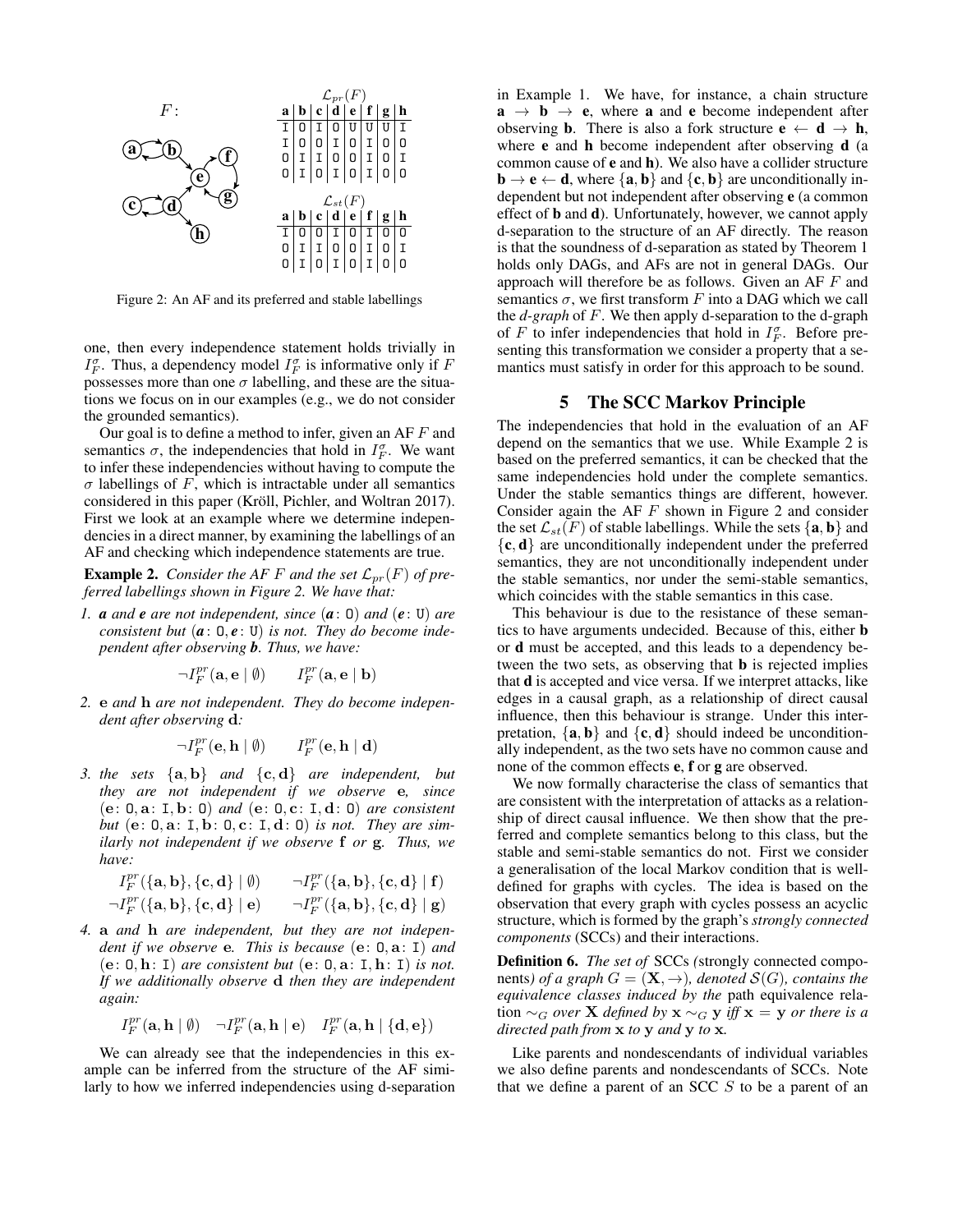$F$:

$\mathcal{L}_{pr}(F)$

| a | b | c | d | e | f | g | h |
|---|---|---|---|---|---|---|---|
| I | O | I | O | U | U | U | I |
| I | O | O | I | O | I | O | O |
| O | I | I | O | O | I | O | I |
| O | I | O | I | O | I | O | O |

$\mathcal{L}_{st}(F)$

| a | b | c | d | e | f | g | h |
|---|---|---|---|---|---|---|---|
| I | O | O | I | O | I | O | O |
| O | I | I | O | O | I | O | I |
| O | I | O | I | O | I | O | O |

Figure 2: An AF and its preferred and stable labellings

one, then every independence statement holds trivially in $I_F^\sigma$. Thus, a dependency model $I_F^\sigma$ is informative only if $F$ possesses more than one $\sigma$ labelling, and these are the situations we focus on in our examples (e.g., we do not consider the grounded semantics).

Our goal is to define a method to infer, given an AF $F$ and semantics $\sigma$, the independencies that hold in $I_F^\sigma$. We want to infer these independencies without having to compute the $\sigma$ labellings of $F$, which is intractable under all semantics considered in this paper (Kröll, Pichler, and Woltran 2017). First we look at an example where we determine independencies in a direct manner, by examining the labellings of an AF and checking which independence statements are true.

**Example 2.** *Consider the AF $F$ and the set $\mathcal{L}_{pr}(F)$ of preferred labellings shown in Figure 2. We have that:*

1. ***a** and **e** are not independent, since ($\mathbf{a}$: O) and ($\mathbf{e}$: U) are consistent but ($\mathbf{a}$: O, $\mathbf{e}$: U) is not. They do become independent after observing **b**. Thus, we have:*

$$\neg I_F^{pr}(\mathbf{a}, \mathbf{e} \mid \emptyset) \qquad I_F^{pr}(\mathbf{a}, \mathbf{e} \mid \mathbf{b})$$

2. ***e** and **h** are not independent. They do become independent after observing **d**:*

$$\neg I_F^{pr}(\mathbf{e}, \mathbf{h} \mid \emptyset) \qquad I_F^{pr}(\mathbf{e}, \mathbf{h} \mid \mathbf{d})$$

3. *the sets $\{\mathbf{a}, \mathbf{b}\}$ and $\{\mathbf{c}, \mathbf{d}\}$ are independent, but they are not independent if we observe **e**, since ($\mathbf{e}$: O, $\mathbf{a}$: I, $\mathbf{b}$: O) and ($\mathbf{e}$: O, $\mathbf{c}$: I, $\mathbf{d}$: O) are consistent but ($\mathbf{e}$: O, $\mathbf{a}$: I, $\mathbf{b}$: O, $\mathbf{c}$: I, $\mathbf{d}$: O) is not. They are similarly not independent if we observe **f** or **g**. Thus, we have:*

$$I_F^{pr}(\{\mathbf{a}, \mathbf{b}\}, \{\mathbf{c}, \mathbf{d}\} \mid \emptyset) \qquad \neg I_F^{pr}(\{\mathbf{a}, \mathbf{b}\}, \{\mathbf{c}, \mathbf{d}\} \mid \mathbf{f})$$
$$\neg I_F^{pr}(\{\mathbf{a}, \mathbf{b}\}, \{\mathbf{c}, \mathbf{d}\} \mid \mathbf{e}) \qquad \neg I_F^{pr}(\{\mathbf{a}, \mathbf{b}\}, \{\mathbf{c}, \mathbf{d}\} \mid \mathbf{g})$$

4. ***a** and **h** are independent, but they are not independent if we observe **e**. This is because ($\mathbf{e}$: O, $\mathbf{a}$: I) and ($\mathbf{e}$: O, $\mathbf{h}$: I) are consistent but ($\mathbf{e}$: O, $\mathbf{a}$: I, $\mathbf{h}$: I) is not. If we additionally observe **d** then they are independent again:*

$$I_F^{pr}(\mathbf{a}, \mathbf{h} \mid \emptyset) \quad \neg I_F^{pr}(\mathbf{a}, \mathbf{h} \mid \mathbf{e}) \quad I_F^{pr}(\mathbf{a}, \mathbf{h} \mid \{\mathbf{d}, \mathbf{e}\})$$

We can already see that the independencies in this example can be inferred from the structure of the AF similarly to how we inferred independencies using d-separation in Example 1. We have, for instance, a chain structure $\mathbf{a} \to \mathbf{b} \to \mathbf{e}$, where **a** and **e** become independent after observing **b**. There is also a fork structure $\mathbf{e} \leftarrow \mathbf{d} \to \mathbf{h}$, where **e** and **h** become independent after observing **d** (a common cause of **e** and **h**). We also have a collider structure $\mathbf{b} \to \mathbf{e} \leftarrow \mathbf{d}$, where $\{\mathbf{a}, \mathbf{b}\}$ and $\{\mathbf{c}, \mathbf{b}\}$ are unconditionally independent but not independent after observing **e** (a common effect of **b** and **d**). Unfortunately, however, we cannot apply d-separation to the structure of an AF directly. The reason is that the soundness of d-separation as stated by Theorem 1 holds only DAGs, and AFs are not in general DAGs. Our approach will therefore be as follows. Given an AF $F$ and semantics $\sigma$, we first transform $F$ into a DAG which we call the *d-graph* of $F$. We then apply d-separation to the d-graph of $F$ to infer independencies that hold in $I_F^\sigma$. Before presenting this transformation we consider a property that a semantics must satisfy in order for this approach to be sound.

## 5 The SCC Markov Principle

The independencies that hold in the evaluation of an AF depend on the semantics that we use. While Example 2 is based on the preferred semantics, it can be checked that the same independencies hold under the complete semantics. Under the stable semantics things are different, however. Consider again the AF $F$ shown in Figure 2 and consider the set $\mathcal{L}_{st}(F)$ of stable labellings. While the sets $\{\mathbf{a}, \mathbf{b}\}$ and $\{\mathbf{c}, \mathbf{d}\}$ are unconditionally independent under the preferred semantics, they are not unconditionally independent under the stable semantics, nor under the semi-stable semantics, which coincides with the stable semantics in this case.

This behaviour is due to the resistance of these semantics to have arguments undecided. Because of this, either **b** or **d** must be accepted, and this leads to a dependency between the two sets, as observing that **b** is rejected implies that **d** is accepted and vice versa. If we interpret attacks, like edges in a causal graph, as a relationship of direct causal influence, then this behaviour is strange. Under this interpretation, $\{\mathbf{a}, \mathbf{b}\}$ and $\{\mathbf{c}, \mathbf{d}\}$ should indeed be unconditionally independent, as the two sets have no common cause and none of the common effects **e**, **f** or **g** are observed.

We now formally characterise the class of semantics that are consistent with the interpretation of attacks as a relationship of direct causal influence. We then show that the preferred and complete semantics belong to this class, but the stable and semi-stable semantics do not. First we consider a generalisation of the local Markov condition that is well-defined for graphs with cycles. The idea is based on the observation that every graph with cycles possess an acyclic structure, which is formed by the graph's *strongly connected components* (SCCs) and their interactions.

**Definition 6.** *The set of* SCCs *(*strongly connected components*) of a graph $G = (\mathbf{X}, \to)$, denoted $\mathcal{S}(G)$, contains the equivalence classes induced by the* path equivalence relation *$\sim_G$ over $\mathbf{X}$ defined by $\mathbf{x} \sim_G \mathbf{y}$ iff $\mathbf{x} = \mathbf{y}$ or there is a directed path from $\mathbf{x}$ to $\mathbf{y}$ and $\mathbf{y}$ to $\mathbf{x}$.*

Like parents and nondescendants of individual variables we also define parents and nondescendants of SCCs. Note that we define a parent of an SCC $S$ to be a parent of an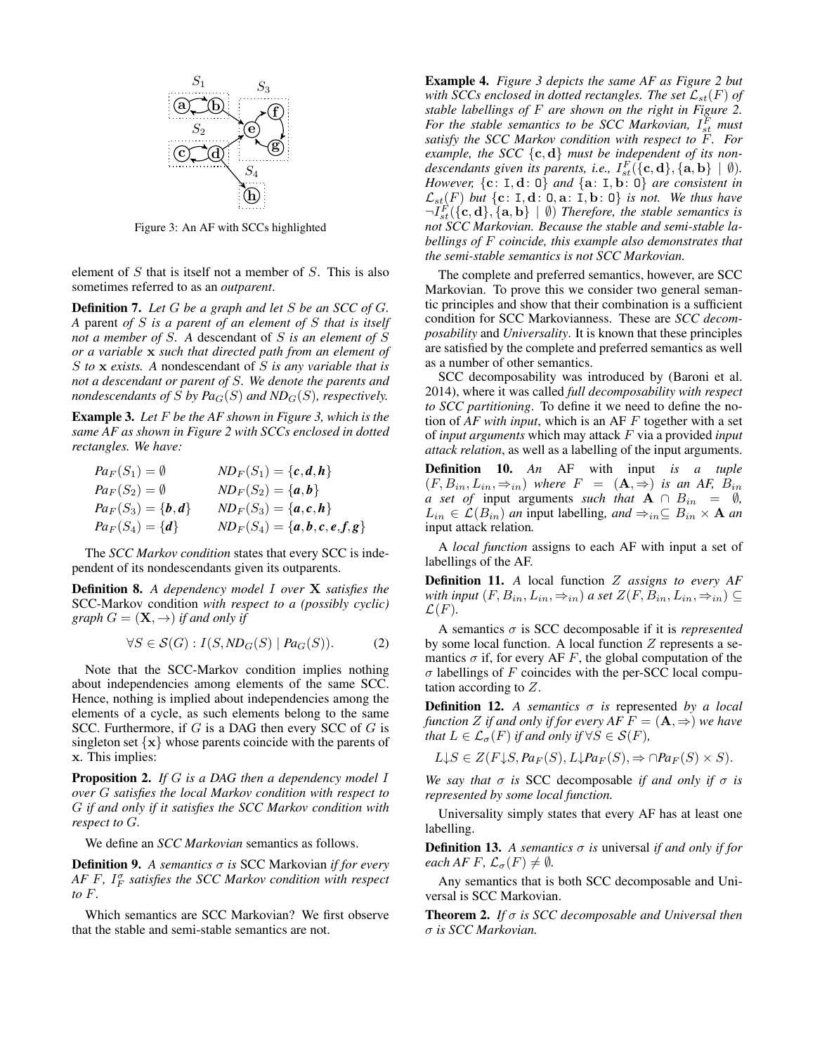Figure 3: An AF with SCCs highlighted

element of $S$ that is itself not a member of $S$. This is also sometimes referred to as an *outparent*.

**Definition 7.** *Let $G$ be a graph and let $S$ be an SCC of $G$. A* parent *of $S$ is a parent of an element of $S$ that is itself not a member of $S$. A* descendant *of $S$ is an element of $S$ or a variable $\mathbf{x}$ such that directed path from an element of $S$ to $\mathbf{x}$ exists. A* nondescendant *of $S$ is any variable that is not a descendant or parent of $S$. We denote the parents and nondescendants of $S$ by $Pa_G(S)$ and $ND_G(S)$, respectively.*

**Example 3.** *Let $F$ be the AF shown in Figure 3, which is the same AF as shown in Figure 2 with SCCs enclosed in dotted rectangles. We have:*

$$
\begin{aligned}
Pa_F(S_1) &= \emptyset & ND_F(S_1) &= \{\mathbf{c}, \mathbf{d}, \mathbf{h}\} \\
Pa_F(S_2) &= \emptyset & ND_F(S_2) &= \{\mathbf{a}, \mathbf{b}\} \\
Pa_F(S_3) &= \{\mathbf{b}, \mathbf{d}\} & ND_F(S_3) &= \{\mathbf{a}, \mathbf{c}, \mathbf{h}\} \\
Pa_F(S_4) &= \{\mathbf{d}\} & ND_F(S_4) &= \{\mathbf{a}, \mathbf{b}, \mathbf{c}, \mathbf{e}, \mathbf{f}, \mathbf{g}\}
\end{aligned}
$$

The *SCC Markov condition* states that every SCC is independent of its nondescendants given its outparents.

**Definition 8.** *A dependency model $I$ over $\mathbf{X}$ satisfies the* SCC-Markov condition *with respect to a (possibly cyclic) graph $G = (\mathbf{X}, \rightarrow)$ if and only if*

$$\forall S \in \mathcal{S}(G) : I(S, ND_G(S) \mid Pa_G(S)). \tag{2}$$

Note that the SCC-Markov condition implies nothing about independencies among elements of the same SCC. Hence, nothing is implied about independencies among the elements of a cycle, as such elements belong to the same SCC. Furthermore, if $G$ is a DAG then every SCC of $G$ is singleton set $\{\mathbf{x}\}$ whose parents coincide with the parents of $\mathbf{x}$. This implies:

**Proposition 2.** *If $G$ is a DAG then a dependency model $I$ over $G$ satisfies the local Markov condition with respect to $G$ if and only if it satisfies the SCC Markov condition with respect to $G$.*

We define an *SCC Markovian* semantics as follows.

**Definition 9.** *A semantics $\sigma$ is* SCC Markovian *if for every AF $F$, $I_F^\sigma$ satisfies the SCC Markov condition with respect to $F$.*

Which semantics are SCC Markovian? We first observe that the stable and semi-stable semantics are not.

**Example 4.** *Figure 3 depicts the same AF as Figure 2 but with SCCs enclosed in dotted rectangles. The set $\mathcal{L}_{st}(F)$ of stable labellings of $F$ are shown on the right in Figure 2. For the stable semantics to be SCC Markovian, $I_{st}^F$ must satisfy the SCC Markov condition with respect to $F$. For example, the SCC $\{\mathbf{c}, \mathbf{d}\}$ must be independent of its non-descendants given its parents, i.e., $I_{st}^F(\{\mathbf{c}, \mathbf{d}\}, \{\mathbf{a}, \mathbf{b}\} \mid \emptyset)$. However, $\{\mathbf{c}\colon \mathtt{I}, \mathbf{d}\colon \mathtt{O}\}$ and $\{\mathbf{a}\colon \mathtt{I}, \mathbf{b}\colon \mathtt{O}\}$ are consistent in $\mathcal{L}_{st}(F)$ but $\{\mathbf{c}\colon \mathtt{I}, \mathbf{d}\colon \mathtt{O}, \mathbf{a}\colon \mathtt{I}, \mathbf{b}\colon \mathtt{O}\}$ is not. We thus have $\neg I_{st}^F(\{\mathbf{c}, \mathbf{d}\}, \{\mathbf{a}, \mathbf{b}\} \mid \emptyset)$ Therefore, the stable semantics is not SCC Markovian. Because the stable and semi-stable labellings of $F$ coincide, this example also demonstrates that the semi-stable semantics is not SCC Markovian.*

The complete and preferred semantics, however, are SCC Markovian. To prove this we consider two general semantic principles and show that their combination is a sufficient condition for SCC Markovianness. These are *SCC decomposability* and *Universality*. It is known that these principles are satisfied by the complete and preferred semantics as well as a number of other semantics.

SCC decomposability was introduced by (Baroni et al. 2014), where it was called *full decomposability with respect to SCC partitioning*. To define it we need to define the notion of *AF with input*, which is an AF $F$ together with a set of *input arguments* which may attack $F$ via a provided *input attack relation*, as well as a labelling of the input arguments.

**Definition 10.** *An* AF with input *is a tuple $(F, B_{in}, L_{in}, \Rightarrow_{in})$ where $F = (\mathbf{A}, \Rightarrow)$ is an AF, $B_{in}$ a set of* input arguments *such that $\mathbf{A} \cap B_{in} = \emptyset$, $L_{in} \in \mathcal{L}(B_{in})$ an* input labelling*, and $\Rightarrow_{in} \subseteq B_{in} \times \mathbf{A}$ an* input attack relation*.*

A *local function* assigns to each AF with input a set of labellings of the AF.

**Definition 11.** *A* local function *$Z$ assigns to every AF with input $(F, B_{in}, L_{in}, \Rightarrow_{in})$ a set $Z(F, B_{in}, L_{in}, \Rightarrow_{in}) \subseteq \mathcal{L}(F)$.*

A semantics $\sigma$ is SCC decomposable if it is *represented* by some local function. A local function $Z$ represents a semantics $\sigma$ if, for every AF $F$, the global computation of the $\sigma$ labellings of $F$ coincides with the per-SCC local computation according to $Z$.

**Definition 12.** *A semantics $\sigma$ is* represented *by a local function $Z$ if and only if for every AF $F = (\mathbf{A}, \Rightarrow)$ we have that $L \in \mathcal{L}_\sigma(F)$ if and only if $\forall S \in \mathcal{S}(F)$,*

$$L{\downarrow}S \in Z(F{\downarrow}S, Pa_F(S), L{\downarrow}Pa_F(S), \Rightarrow \cap Pa_F(S) \times S).$$

*We say that $\sigma$ is* SCC decomposable *if and only if $\sigma$ is represented by some local function.*

Universality simply states that every AF has at least one labelling.

**Definition 13.** *A semantics $\sigma$ is* universal *if and only if for each AF $F$, $\mathcal{L}_\sigma(F) \neq \emptyset$.*

Any semantics that is both SCC decomposable and Universal is SCC Markovian.

**Theorem 2.** *If $\sigma$ is SCC decomposable and Universal then $\sigma$ is SCC Markovian.*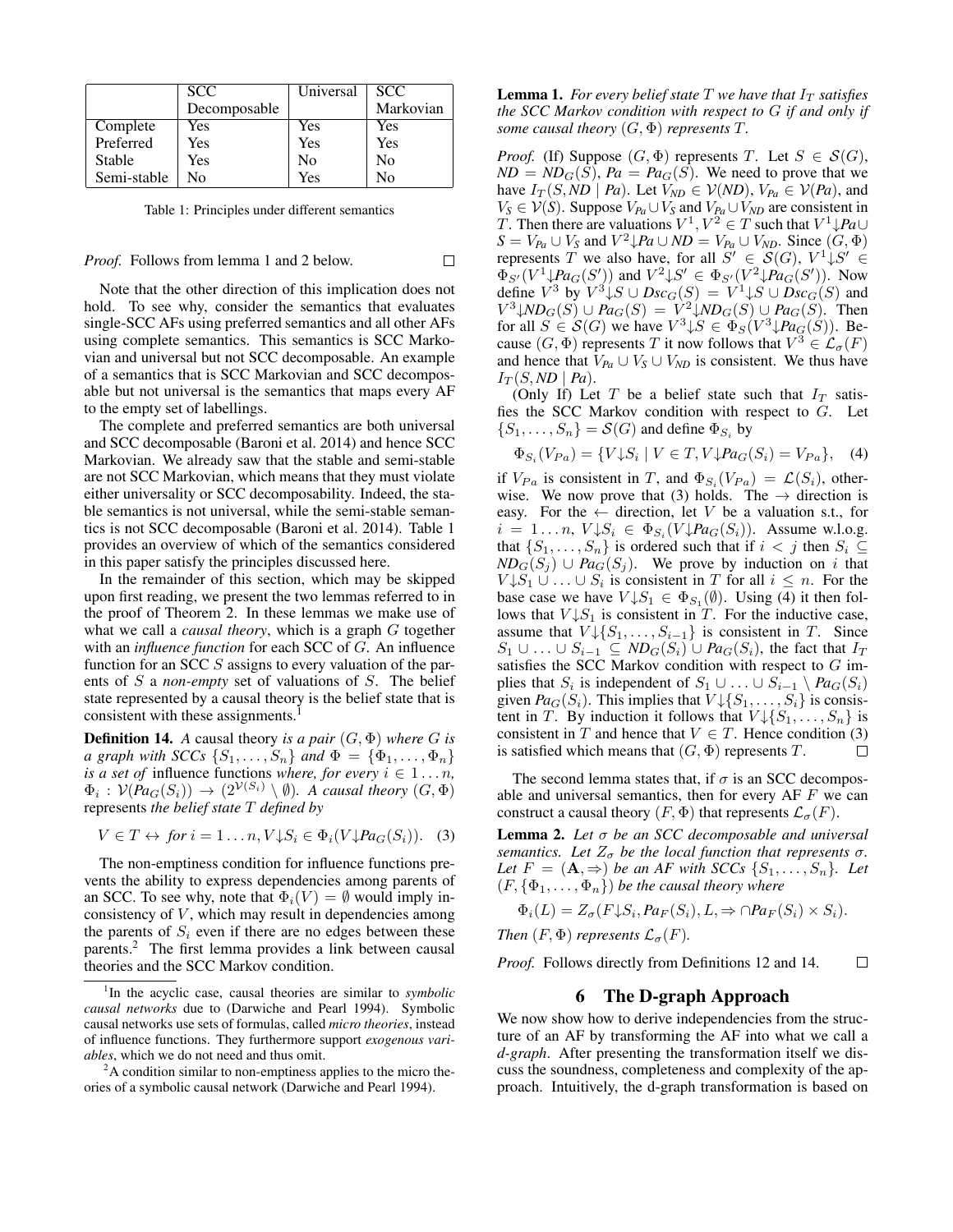|  | SCC Decomposable | Universal | SCC Markovian |
|---|---|---|---|
| Complete | Yes | Yes | Yes |
| Preferred | Yes | Yes | Yes |
| Stable | Yes | No | No |
| Semi-stable | No | Yes | No |

Table 1: Principles under different semantics

*Proof.* Follows from lemma 1 and 2 below. □

Note that the other direction of this implication does not hold. To see why, consider the semantics that evaluates single-SCC AFs using preferred semantics and all other AFs using complete semantics. This semantics is SCC Markovian and universal but not SCC decomposable. An example of a semantics that is SCC Markovian and SCC decomposable but not universal is the semantics that maps every AF to the empty set of labellings.

The complete and preferred semantics are both universal and SCC decomposable (Baroni et al. 2014) and hence SCC Markovian. We already saw that the stable and semi-stable are not SCC Markovian, which means that they must violate either universality or SCC decomposability. Indeed, the stable semantics is not universal, while the semi-stable semantics is not SCC decomposable (Baroni et al. 2014). Table 1 provides an overview of which of the semantics considered in this paper satisfy the principles discussed here.

In the remainder of this section, which may be skipped upon first reading, we present the two lemmas referred to in the proof of Theorem 2. In these lemmas we make use of what we call a *causal theory*, which is a graph $G$ together with an *influence function* for each SCC of $G$. An influence function for an SCC $S$ assigns to every valuation of the parents of $S$ a *non-empty* set of valuations of $S$. The belief state represented by a causal theory is the belief state that is consistent with these assignments.[1]

**Definition 14.** *A* causal theory *is a pair* $(G, \Phi)$ *where* $G$ *is a graph with SCCs* $\{S_1, \ldots, S_n\}$ *and* $\Phi = \{\Phi_1, \ldots, \Phi_n\}$ *is a set of* influence functions *where, for every* $i \in 1 \ldots n$, $\Phi_i : \mathcal{V}(Pa_G(S_i)) \to (2^{\mathcal{V}(S_i)} \setminus \emptyset)$*. A causal theory* $(G, \Phi)$ represents *the belief state* $T$ *defined by*

$$V \in T \leftrightarrow \text{for } i = 1 \ldots n, V{\downarrow}S_i \in \Phi_i(V{\downarrow}Pa_G(S_i)). \quad (3)$$

The non-emptiness condition for influence functions prevents the ability to express dependencies among parents of an SCC. To see why, note that $\Phi_i(V) = \emptyset$ would imply inconsistency of $V$, which may result in dependencies among the parents of $S_i$ even if there are no edges between these parents.[2] The first lemma provides a link between causal theories and the SCC Markov condition.

[1] In the acyclic case, causal theories are similar to *symbolic causal networks* due to (Darwiche and Pearl 1994). Symbolic causal networks use sets of formulas, called *micro theories*, instead of influence functions. They furthermore support *exogenous variables*, which we do not need and thus omit.

[2] A condition similar to non-emptiness applies to the micro theories of a symbolic causal network (Darwiche and Pearl 1994).

**Lemma 1.** *For every belief state* $T$ *we have that* $I_T$ *satisfies the SCC Markov condition with respect to* $G$ *if and only if some causal theory* $(G, \Phi)$ *represents* $T$.

*Proof.* (If) Suppose $(G, \Phi)$ represents $T$. Let $S \in \mathcal{S}(G)$, $ND = ND_G(S)$, $Pa = Pa_G(S)$. We need to prove that we have $I_T(S, ND \mid Pa)$. Let $V_{ND} \in \mathcal{V}(ND)$, $V_{Pa} \in \mathcal{V}(Pa)$, and $V_S \in \mathcal{V}(S)$. Suppose $V_{Pa} \cup V_S$ and $V_{Pa} \cup V_{ND}$ are consistent in $T$. Then there are valuations $V^1, V^2 \in T$ such that $V^1{\downarrow}Pa \cup S = V_{Pa} \cup V_S$ and $V^2{\downarrow}Pa \cup ND = V_{Pa} \cup V_{ND}$. Since $(G, \Phi)$ represents $T$ we also have, for all $S' \in \mathcal{S}(G)$, $V^1{\downarrow}S' \in \Phi_{S'}(V^1{\downarrow}Pa_G(S'))$ and $V^2{\downarrow}S' \in \Phi_{S'}(V^2{\downarrow}Pa_G(S'))$. Now define $V^3$ by $V^3{\downarrow}S \cup Dsc_G(S) = V^1{\downarrow}S \cup Dsc_G(S)$ and $V^3{\downarrow}ND_G(S) \cup Pa_G(S) = V^2{\downarrow}ND_G(S) \cup Pa_G(S)$. Then for all $S \in \mathcal{S}(G)$ we have $V^3{\downarrow}S \in \Phi_S(V^3{\downarrow}Pa_G(S))$. Because $(G, \Phi)$ represents $T$ it now follows that $V^3 \in \mathcal{L}_\sigma(F)$ and hence that $V_{Pa} \cup V_S \cup V_{ND}$ is consistent. We thus have $I_T(S, ND \mid Pa)$.

(Only If) Let $T$ be a belief state such that $I_T$ satisfies the SCC Markov condition with respect to $G$. Let $\{S_1, \ldots, S_n\} = \mathcal{S}(G)$ and define $\Phi_{S_i}$ by

$$\Phi_{S_i}(V_{Pa}) = \{V{\downarrow}S_i \mid V \in T, V{\downarrow}Pa_G(S_i) = V_{Pa}\}, \quad (4)$$

if $V_{Pa}$ is consistent in $T$, and $\Phi_{S_i}(V_{Pa}) = \mathcal{L}(S_i)$, otherwise. We now prove that (3) holds. The $\to$ direction is easy. For the $\leftarrow$ direction, let $V$ be a valuation s.t., for $i = 1 \ldots n$, $V{\downarrow}S_i \in \Phi_{S_i}(V{\downarrow}Pa_G(S_i))$. Assume w.l.o.g. that $\{S_1, \ldots, S_n\}$ is ordered such that if $i < j$ then $S_i \subseteq ND_G(S_j) \cup Pa_G(S_j)$. We prove by induction on $i$ that $V{\downarrow}S_1 \cup \ldots \cup S_i$ is consistent in $T$ for all $i \leq n$. For the base case we have $V{\downarrow}S_1 \in \Phi_{S_1}(\emptyset)$. Using (4) it then follows that $V{\downarrow}S_1$ is consistent in $T$. For the inductive case, assume that $V{\downarrow}\{S_1, \ldots, S_{i-1}\}$ is consistent in $T$. Since $S_1 \cup \ldots \cup S_{i-1} \subseteq ND_G(S_i) \cup Pa_G(S_i)$, the fact that $I_T$ satisfies the SCC Markov condition with respect to $G$ implies that $S_i$ is independent of $S_1 \cup \ldots \cup S_{i-1} \setminus Pa_G(S_i)$ given $Pa_G(S_i)$. This implies that $V{\downarrow}\{S_1, \ldots, S_i\}$ is consistent in $T$. By induction it follows that $V{\downarrow}\{S_1, \ldots, S_n\}$ is consistent in $T$ and hence that $V \in T$. Hence condition (3) is satisfied which means that $(G, \Phi)$ represents $T$. □

The second lemma states that, if $\sigma$ is an SCC decomposable and universal semantics, then for every AF $F$ we can construct a causal theory $(F, \Phi)$ that represents $\mathcal{L}_\sigma(F)$.

**Lemma 2.** *Let* $\sigma$ *be an SCC decomposable and universal semantics. Let* $Z_\sigma$ *be the local function that represents* $\sigma$*. Let* $F = (\mathbf{A}, \Rightarrow)$ *be an AF with SCCs* $\{S_1, \ldots, S_n\}$*. Let* $(F, \{\Phi_1, \ldots, \Phi_n\})$ *be the causal theory where*

$$\Phi_i(L) = Z_\sigma(F{\downarrow}S_i, Pa_F(S_i), L, \Rightarrow \cap Pa_F(S_i) \times S_i).$$

*Then* $(F, \Phi)$ *represents* $\mathcal{L}_\sigma(F)$.

*Proof.* Follows directly from Definitions 12 and 14. □

# 6 The D-graph Approach

We now show how to derive independencies from the structure of an AF by transforming the AF into what we call a *d-graph*. After presenting the transformation itself we discuss the soundness, completeness and complexity of the approach. Intuitively, the d-graph transformation is based on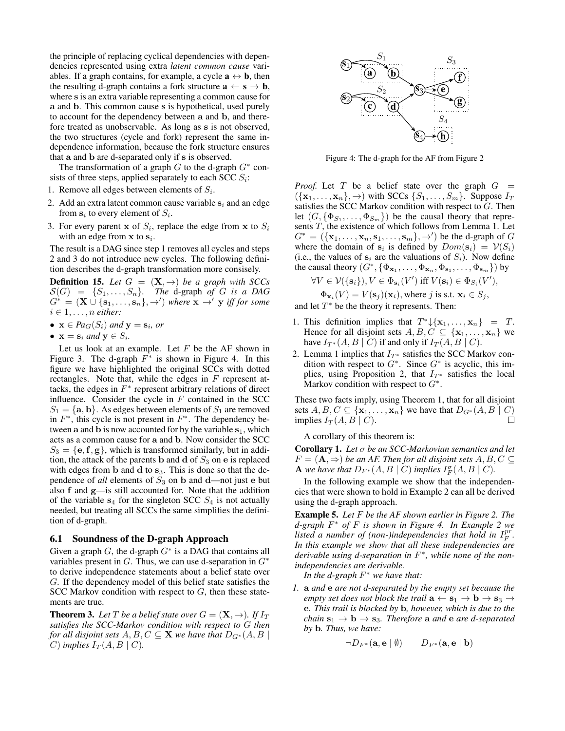the principle of replacing cyclical dependencies with dependencies represented using extra *latent common cause* variables. If a graph contains, for example, a cycle $\mathbf{a} \leftrightarrow \mathbf{b}$, then the resulting d-graph contains a fork structure $\mathbf{a} \leftarrow \mathbf{s} \rightarrow \mathbf{b}$, where $\mathbf{s}$ is an extra variable representing a common cause for $\mathbf{a}$ and $\mathbf{b}$. This common cause $\mathbf{s}$ is hypothetical, used purely to account for the dependency between $\mathbf{a}$ and $\mathbf{b}$, and therefore treated as unobservable. As long as $\mathbf{s}$ is not observed, the two structures (cycle and fork) represent the same independence information, because the fork structure ensures that $\mathbf{a}$ and $\mathbf{b}$ are d-separated only if $\mathbf{s}$ is observed.

The transformation of a graph $G$ to the d-graph $G^*$ consists of three steps, applied separately to each SCC $S_i$:

1. Remove all edges between elements of $S_i$.
2. Add an extra latent common cause variable $\mathbf{s}_i$ and an edge from $\mathbf{s}_i$ to every element of $S_i$.
3. For every parent $\mathbf{x}$ of $S_i$, replace the edge from $\mathbf{x}$ to $S_i$ with an edge from $\mathbf{x}$ to $\mathbf{s}_i$.

The result is a DAG since step 1 removes all cycles and steps 2 and 3 do not introduce new cycles. The following definition describes the d-graph transformation more consisely.

**Definition 15.** *Let $G = (\mathbf{X}, \rightarrow)$ be a graph with SCCs $\mathcal{S}(G) = \{S_1, \ldots, S_n\}$. The* d-graph *of $G$ is a DAG $G^* = (\mathbf{X} \cup \{\mathbf{s}_1, \ldots, \mathbf{s}_n\}, \rightarrow')$ where $\mathbf{x} \rightarrow' \mathbf{y}$ iff for some $i \in 1, \ldots, n$ either:*

- $\mathbf{x} \in Pa_G(S_i)$ *and* $\mathbf{y} = \mathbf{s}_i$, *or*
- $\mathbf{x} = \mathbf{s}_i$ *and* $\mathbf{y} \in S_i$.

Let us look at an example. Let $F$ be the AF shown in Figure 3. The d-graph $F^*$ is shown in Figure 4. In this figure we have highlighted the original SCCs with dotted rectangles. Note that, while the edges in $F$ represent attacks, the edges in $F^*$ represent arbitrary relations of direct influence. Consider the cycle in $F$ contained in the SCC $S_1 = \{\mathbf{a}, \mathbf{b}\}$. As edges between elements of $S_1$ are removed in $F^*$, this cycle is not present in $F^*$. The dependency between $\mathbf{a}$ and $\mathbf{b}$ is now accounted for by the variable $\mathbf{s}_1$, which acts as a common cause for $\mathbf{a}$ and $\mathbf{b}$. Now consider the SCC $S_3 = \{\mathbf{e}, \mathbf{f}, \mathbf{g}\}$, which is transformed similarly, but in addition, the attack of the parents $\mathbf{b}$ and $\mathbf{d}$ of $S_3$ on $\mathbf{e}$ is replaced with edges from $\mathbf{b}$ and $\mathbf{d}$ to $\mathbf{s}_3$. This is done so that the dependence of *all* elements of $S_3$ on $\mathbf{b}$ and $\mathbf{d}$—not just $\mathbf{e}$ but also $\mathbf{f}$ and $\mathbf{g}$—is still accounted for. Note that the addition of the variable $\mathbf{s}_4$ for the singleton SCC $S_4$ is not actually needed, but treating all SCCs the same simplifies the definition of d-graph.

### 6.1 Soundness of the D-graph Approach

Given a graph $G$, the d-graph $G^*$ is a DAG that contains all variables present in $G$. Thus, we can use d-separation in $G^*$ to derive independence statements about a belief state over $G$. If the dependency model of this belief state satisfies the SCC Markov condition with respect to $G$, then these statements are true.

**Theorem 3.** *Let $T$ be a belief state over $G = (\mathbf{X}, \rightarrow)$. If $I_T$ satisfies the SCC-Markov condition with respect to $G$ then for all disjoint sets $A, B, C \subseteq \mathbf{X}$ we have that $D_{G^*}(A, B \mid C)$ implies $I_T(A, B \mid C)$.*

Figure 4: The d-graph for the AF from Figure 2

*Proof.* Let $T$ be a belief state over the graph $G = (\{\mathbf{x}_1, \ldots, \mathbf{x}_n\}, \rightarrow)$ with SCCs $\{S_1, \ldots, S_m\}$. Suppose $I_T$ satisfies the SCC Markov condition with respect to $G$. Then let $(G, \{\Phi_{S_1}, \ldots, \Phi_{S_m}\})$ be the causal theory that represents $T$, the existence of which follows from Lemma 1. Let $G^* = (\{\mathbf{x}_1, \ldots, \mathbf{x}_n, \mathbf{s}_1, \ldots, \mathbf{s}_m\}, \rightarrow')$ be the d-graph of $G$ where the domain of $\mathbf{s}_i$ is defined by $Dom(\mathbf{s}_i) = \mathcal{V}(S_i)$ (i.e., the values of $\mathbf{s}_i$ are the valuations of $S_i$). Now define the causal theory $(G^*, \{\Phi_{\mathbf{x}_1}, \ldots, \Phi_{\mathbf{x}_n}, \Phi_{\mathbf{s}_1}, \ldots, \Phi_{\mathbf{s}_m}\})$ by

$$\forall V \in \mathcal{V}(\{\mathbf{s}_i\}), V \in \Phi_{\mathbf{s}_i}(V') \text{ iff } V(\mathbf{s}_i) \in \Phi_{S_i}(V'),$$

$$\Phi_{\mathbf{x}_i}(V) = V(\mathbf{s}_j)(\mathbf{x}_i), \text{where } j \text{ is s.t. } \mathbf{x}_i \in S_j,$$

and let $T^*$ be the theory it represents. Then:

1. This definition implies that $T^* {\downarrow} \{\mathbf{x}_1, \ldots, \mathbf{x}_n\} = T$. Hence for all disjoint sets $A, B, C \subseteq \{\mathbf{x}_1, \ldots, \mathbf{x}_n\}$ we have $I_{T^*}(A, B \mid C)$ if and only if $I_T(A, B \mid C)$.
2. Lemma 1 implies that $I_{T^*}$ satisfies the SCC Markov condition with respect to $G^*$. Since $G^*$ is acyclic, this implies, using Proposition 2, that $I_{T^*}$ satisfies the local Markov condition with respect to $G^*$.

These two facts imply, using Theorem 1, that for all disjoint sets $A, B, C \subseteq \{\mathbf{x}_1, \ldots, \mathbf{x}_n\}$ we have that $D_{G^*}(A, B \mid C)$ implies $I_T(A, B \mid C)$. □

A corollary of this theorem is:

**Corollary 1.** *Let $\sigma$ be an SCC-Markovian semantics and let $F = (\mathbf{A}, \Rightarrow)$ be an AF. Then for all disjoint sets $A, B, C \subseteq \mathbf{A}$ we have that $D_{F^*}(A, B \mid C)$ implies $I^{\sigma}_F(A, B \mid C)$.*

In the following example we show that the independencies that were shown to hold in Example 2 can all be derived using the d-graph approach.

**Example 5.** *Let $F$ be the AF shown earlier in Figure 2. The d-graph $F^*$ of $F$ is shown in Figure 4. In Example 2 we listed a number of (non-)independencies that hold in $I^{pr}_F$. In this example we show that all these independencies are derivable using d-separation in $F^*$, while none of the non-independencies are derivable.*

*In the d-graph $F^*$ we have that:*

1. $\mathbf{a}$ *and* $\mathbf{e}$ *are not d-separated by the empty set because the empty set does not block the trail $\mathbf{a} \leftarrow \mathbf{s}_1 \rightarrow \mathbf{b} \rightarrow \mathbf{s}_3 \rightarrow \mathbf{e}$. This trail is blocked by $\mathbf{b}$, however, which is due to the chain $\mathbf{s}_1 \rightarrow \mathbf{b} \rightarrow \mathbf{s}_3$. Therefore $\mathbf{a}$ and $\mathbf{e}$ are d-separated by $\mathbf{b}$. Thus, we have:*

$$\neg D_{F^*}(\mathbf{a}, \mathbf{e} \mid \emptyset) \qquad D_{F^*}(\mathbf{a}, \mathbf{e} \mid \mathbf{b})$$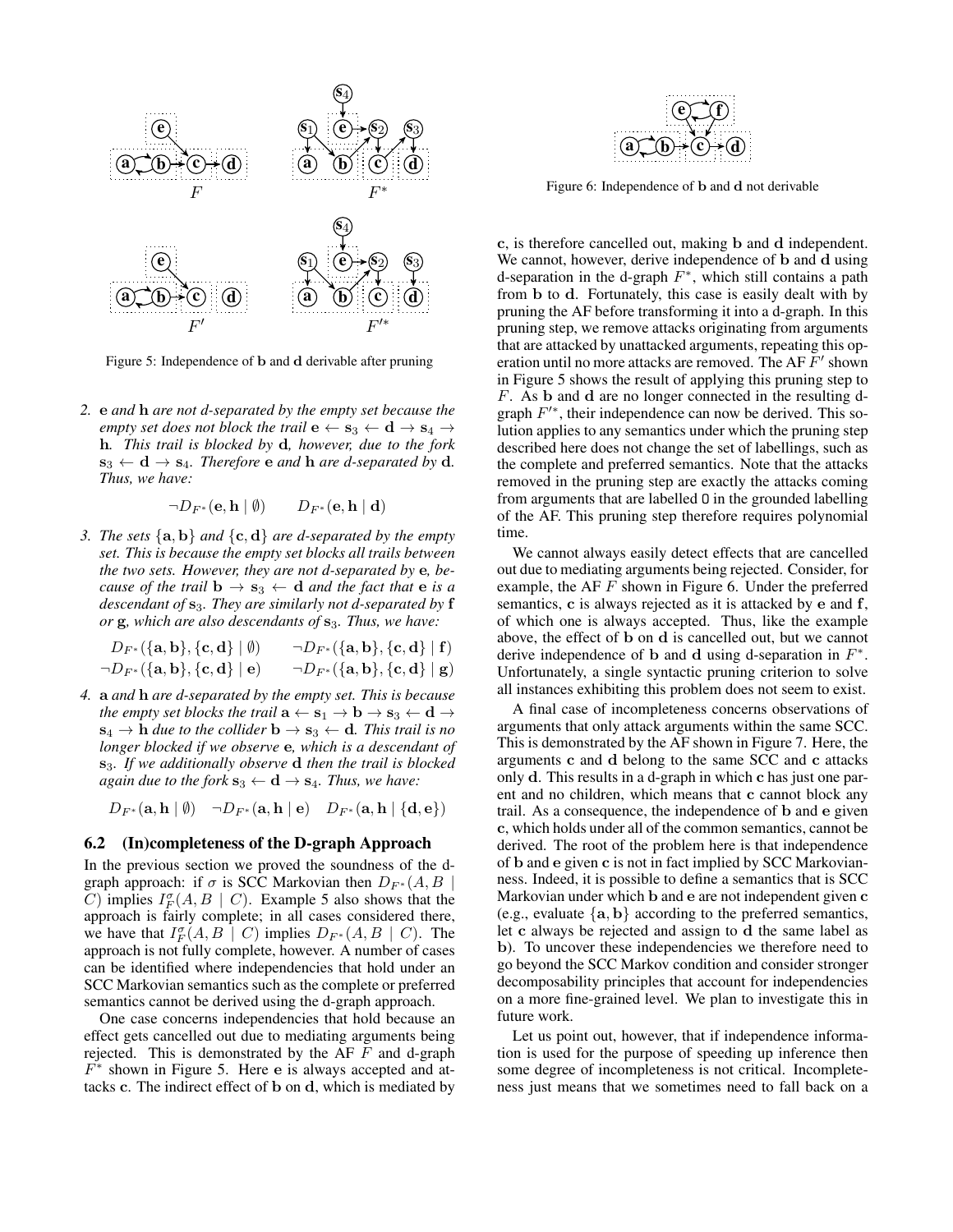Figure 5: Independence of $\mathbf{b}$ and $\mathbf{d}$ derivable after pruning

Figure 6: Independence of $\mathbf{b}$ and $\mathbf{d}$ not derivable

2. *$\mathbf{e}$ and $\mathbf{h}$ are not d-separated by the empty set because the empty set does not block the trail $\mathbf{e} \leftarrow \mathbf{s}_3 \leftarrow \mathbf{d} \rightarrow \mathbf{s}_4 \rightarrow \mathbf{h}$. This trail is blocked by $\mathbf{d}$, however, due to the fork $\mathbf{s}_3 \leftarrow \mathbf{d} \rightarrow \mathbf{s}_4$. Therefore $\mathbf{e}$ and $\mathbf{h}$ are d-separated by $\mathbf{d}$. Thus, we have:*

$$\neg D_{F^*}(\mathbf{e}, \mathbf{h} \mid \emptyset) \qquad D_{F^*}(\mathbf{e}, \mathbf{h} \mid \mathbf{d})$$

3. *The sets $\{\mathbf{a}, \mathbf{b}\}$ and $\{\mathbf{c}, \mathbf{d}\}$ are d-separated by the empty set. This is because the empty set blocks all trails between the two sets. However, they are not d-separated by $\mathbf{e}$, because of the trail $\mathbf{b} \rightarrow \mathbf{s}_3 \leftarrow \mathbf{d}$ and the fact that $\mathbf{e}$ is a descendant of $\mathbf{s}_3$. They are similarly not d-separated by $\mathbf{f}$ or $\mathbf{g}$, which are also descendants of $\mathbf{s}_3$. Thus, we have:*

$$D_{F^*}(\{\mathbf{a}, \mathbf{b}\}, \{\mathbf{c}, \mathbf{d}\} \mid \emptyset) \qquad \neg D_{F^*}(\{\mathbf{a}, \mathbf{b}\}, \{\mathbf{c}, \mathbf{d}\} \mid \mathbf{f})$$
$$\neg D_{F^*}(\{\mathbf{a}, \mathbf{b}\}, \{\mathbf{c}, \mathbf{d}\} \mid \mathbf{e}) \qquad \neg D_{F^*}(\{\mathbf{a}, \mathbf{b}\}, \{\mathbf{c}, \mathbf{d}\} \mid \mathbf{g})$$

4. *$\mathbf{a}$ and $\mathbf{h}$ are d-separated by the empty set. This is because the empty set blocks the trail $\mathbf{a} \leftarrow \mathbf{s}_1 \rightarrow \mathbf{b} \rightarrow \mathbf{s}_3 \leftarrow \mathbf{d} \rightarrow \mathbf{s}_4 \rightarrow \mathbf{h}$ due to the collider $\mathbf{b} \rightarrow \mathbf{s}_3 \leftarrow \mathbf{d}$. This trail is no longer blocked if we observe $\mathbf{e}$, which is a descendant of $\mathbf{s}_3$. If we additionally observe $\mathbf{d}$ then the trail is blocked again due to the fork $\mathbf{s}_3 \leftarrow \mathbf{d} \rightarrow \mathbf{s}_4$. Thus, we have:*

$$D_{F^*}(\mathbf{a}, \mathbf{h} \mid \emptyset) \quad \neg D_{F^*}(\mathbf{a}, \mathbf{h} \mid \mathbf{e}) \quad D_{F^*}(\mathbf{a}, \mathbf{h} \mid \{\mathbf{d}, \mathbf{e}\})$$

## 6.2 (In)completeness of the D-graph Approach

In the previous section we proved the soundness of the d-graph approach: if $\sigma$ is SCC Markovian then $D_{F^*}(A, B \mid C)$ implies $I^\sigma_F(A, B \mid C)$. Example 5 also shows that the approach is fairly complete; in all cases considered there, we have that $I^\sigma_F(A, B \mid C)$ implies $D_{F^*}(A, B \mid C)$. The approach is not fully complete, however. A number of cases can be identified where independencies that hold under an SCC Markovian semantics such as the complete or preferred semantics cannot be derived using the d-graph approach.

One case concerns independencies that hold because an effect gets cancelled out due to mediating arguments being rejected. This is demonstrated by the AF $F$ and d-graph $F^*$ shown in Figure 5. Here $\mathbf{e}$ is always accepted and attacks $\mathbf{c}$. The indirect effect of $\mathbf{b}$ on $\mathbf{d}$, which is mediated by $\mathbf{c}$, is therefore cancelled out, making $\mathbf{b}$ and $\mathbf{d}$ independent. We cannot, however, derive independence of $\mathbf{b}$ and $\mathbf{d}$ using d-separation in the d-graph $F^*$, which still contains a path from $\mathbf{b}$ to $\mathbf{d}$. Fortunately, this case is easily dealt with by pruning the AF before transforming it into a d-graph. In this pruning step, we remove attacks originating from arguments that are attacked by unattacked arguments, repeating this operation until no more attacks are removed. The AF $F'$ shown in Figure 5 shows the result of applying this pruning step to $F$. As $\mathbf{b}$ and $\mathbf{d}$ are no longer connected in the resulting d-graph $F'^*$, their independence can now be derived. This solution applies to any semantics under which the pruning step described here does not change the set of labellings, such as the complete and preferred semantics. Note that the attacks removed in the pruning step are exactly the attacks coming from arguments that are labelled 0 in the grounded labelling of the AF. This pruning step therefore requires polynomial time.

We cannot always easily detect effects that are cancelled out due to mediating arguments being rejected. Consider, for example, the AF $F$ shown in Figure 6. Under the preferred semantics, $\mathbf{c}$ is always rejected as it is attacked by $\mathbf{e}$ and $\mathbf{f}$, of which one is always accepted. Thus, like the example above, the effect of $\mathbf{b}$ on $\mathbf{d}$ is cancelled out, but we cannot derive independence of $\mathbf{b}$ and $\mathbf{d}$ using d-separation in $F^*$. Unfortunately, a single syntactic pruning criterion to solve all instances exhibiting this problem does not seem to exist.

A final case of incompleteness concerns observations of arguments that only attack arguments within the same SCC. This is demonstrated by the AF shown in Figure 7. Here, the arguments $\mathbf{c}$ and $\mathbf{d}$ belong to the same SCC and $\mathbf{c}$ attacks only $\mathbf{d}$. This results in a d-graph in which $\mathbf{c}$ has just one parent and no children, which means that $\mathbf{c}$ cannot block any trail. As a consequence, the independence of $\mathbf{b}$ and $\mathbf{e}$ given $\mathbf{c}$, which holds under all of the common semantics, cannot be derived. The root of the problem here is that independence of $\mathbf{b}$ and $\mathbf{e}$ given $\mathbf{c}$ is not in fact implied by SCC Markovianness. Indeed, it is possible to define a semantics that is SCC Markovian under which $\mathbf{b}$ and $\mathbf{e}$ are not independent given $\mathbf{c}$ (e.g., evaluate $\{\mathbf{a}, \mathbf{b}\}$ according to the preferred semantics, let $\mathbf{c}$ always be rejected and assign to $\mathbf{d}$ the same label as $\mathbf{b}$). To uncover these independencies we therefore need to go beyond the SCC Markov condition and consider stronger decomposability principles that account for independencies on a more fine-grained level. We plan to investigate this in future work.

Let us point out, however, that if independence information is used for the purpose of speeding up inference then some degree of incompleteness is not critical. Incompleteness just means that we sometimes need to fall back on a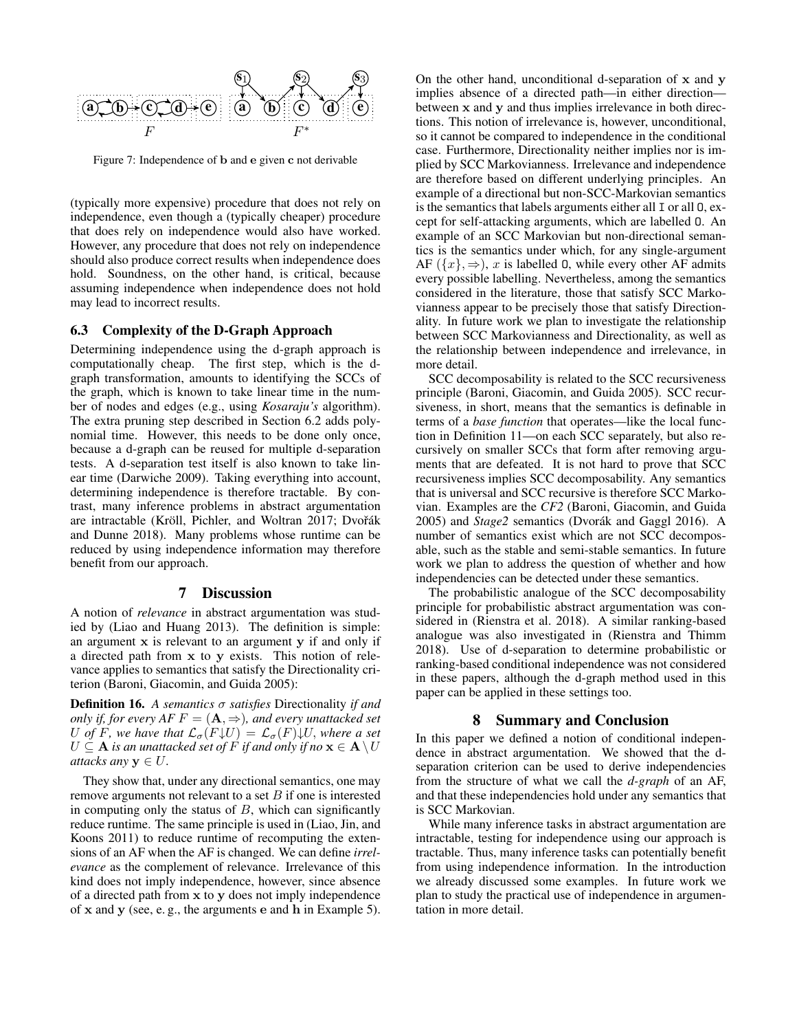Figure 7: Independence of $\mathbf{b}$ and $\mathbf{e}$ given $\mathbf{c}$ not derivable

(typically more expensive) procedure that does not rely on independence, even though a (typically cheaper) procedure that does rely on independence would also have worked. However, any procedure that does not rely on independence should also produce correct results when independence does hold. Soundness, on the other hand, is critical, because assuming independence when independence does not hold may lead to incorrect results.

### 6.3 Complexity of the D-Graph Approach

Determining independence using the d-graph approach is computationally cheap. The first step, which is the d-graph transformation, amounts to identifying the SCCs of the graph, which is known to take linear time in the number of nodes and edges (e.g., using *Kosaraju's* algorithm). The extra pruning step described in Section 6.2 adds polynomial time. However, this needs to be done only once, because a d-graph can be reused for multiple d-separation tests. A d-separation test itself is also known to take linear time (Darwiche 2009). Taking everything into account, determining independence is therefore tractable. By contrast, many inference problems in abstract argumentation are intractable (Kröll, Pichler, and Woltran 2017; Dvořák and Dunne 2018). Many problems whose runtime can be reduced by using independence information may therefore benefit from our approach.

## 7 Discussion

A notion of *relevance* in abstract argumentation was studied by (Liao and Huang 2013). The definition is simple: an argument $\mathbf{x}$ is relevant to an argument $\mathbf{y}$ if and only if a directed path from $\mathbf{x}$ to $\mathbf{y}$ exists. This notion of relevance applies to semantics that satisfy the Directionality criterion (Baroni, Giacomin, and Guida 2005):

**Definition 16.** *A semantics $\sigma$ satisfies* Directionality *if and only if, for every AF $F = (\mathbf{A}, \Rightarrow)$, and every unattacked set $U$ of $F$, we have that $\mathcal{L}_\sigma(F{\downarrow}U) = \mathcal{L}_\sigma(F){\downarrow}U$, where a set $U \subseteq \mathbf{A}$ is an unattacked set of $F$ if and only if no $\mathbf{x} \in \mathbf{A} \setminus U$ attacks any $\mathbf{y} \in U$.*

They show that, under any directional semantics, one may remove arguments not relevant to a set $B$ if one is interested in computing only the status of $B$, which can significantly reduce runtime. The same principle is used in (Liao, Jin, and Koons 2011) to reduce runtime of recomputing the extensions of an AF when the AF is changed. We can define *irrelevance* as the complement of relevance. Irrelevance of this kind does not imply independence, however, since absence of a directed path from $\mathbf{x}$ to $\mathbf{y}$ does not imply independence of $\mathbf{x}$ and $\mathbf{y}$ (see, e. g., the arguments $\mathbf{e}$ and $\mathbf{h}$ in Example 5). On the other hand, unconditional d-separation of $\mathbf{x}$ and $\mathbf{y}$ implies absence of a directed path—in either direction—between $\mathbf{x}$ and $\mathbf{y}$ and thus implies irrelevance in both directions. This notion of irrelevance is, however, unconditional, so it cannot be compared to independence in the conditional case. Furthermore, Directionality neither implies nor is implied by SCC Markovianness. Irrelevance and independence are therefore based on different underlying principles. An example of a directional but non-SCC-Markovian semantics is the semantics that labels arguments either all I or all O, except for self-attacking arguments, which are labelled O. An example of an SCC Markovian but non-directional semantics is the semantics under which, for any single-argument AF $(\{x\}, \Rightarrow)$, $x$ is labelled O, while every other AF admits every possible labelling. Nevertheless, among the semantics considered in the literature, those that satisfy SCC Markovianness appear to be precisely those that satisfy Directionality. In future work we plan to investigate the relationship between SCC Markovianness and Directionality, as well as the relationship between independence and irrelevance, in more detail.

SCC decomposability is related to the SCC recursiveness principle (Baroni, Giacomin, and Guida 2005). SCC recursiveness, in short, means that the semantics is definable in terms of a *base function* that operates—like the local function in Definition 11—on each SCC separately, but also recursively on smaller SCCs that form after removing arguments that are defeated. It is not hard to prove that SCC recursiveness implies SCC decomposability. Any semantics that is universal and SCC recursive is therefore SCC Markovian. Examples are the *CF2* (Baroni, Giacomin, and Guida 2005) and *Stage2* semantics (Dvorák and Gaggl 2016). A number of semantics exist which are not SCC decomposable, such as the stable and semi-stable semantics. In future work we plan to address the question of whether and how independencies can be detected under these semantics.

The probabilistic analogue of the SCC decomposability principle for probabilistic abstract argumentation was considered in (Rienstra et al. 2018). A similar ranking-based analogue was also investigated in (Rienstra and Thimm 2018). Use of d-separation to determine probabilistic or ranking-based conditional independence was not considered in these papers, although the d-graph method used in this paper can be applied in these settings too.

## 8 Summary and Conclusion

In this paper we defined a notion of conditional independence in abstract argumentation. We showed that the d-separation criterion can be used to derive independencies from the structure of what we call the *d-graph* of an AF, and that these independencies hold under any semantics that is SCC Markovian.

While many inference tasks in abstract argumentation are intractable, testing for independence using our approach is tractable. Thus, many inference tasks can potentially benefit from using independence information. In the introduction we already discussed some examples. In future work we plan to study the practical use of independence in argumentation in more detail.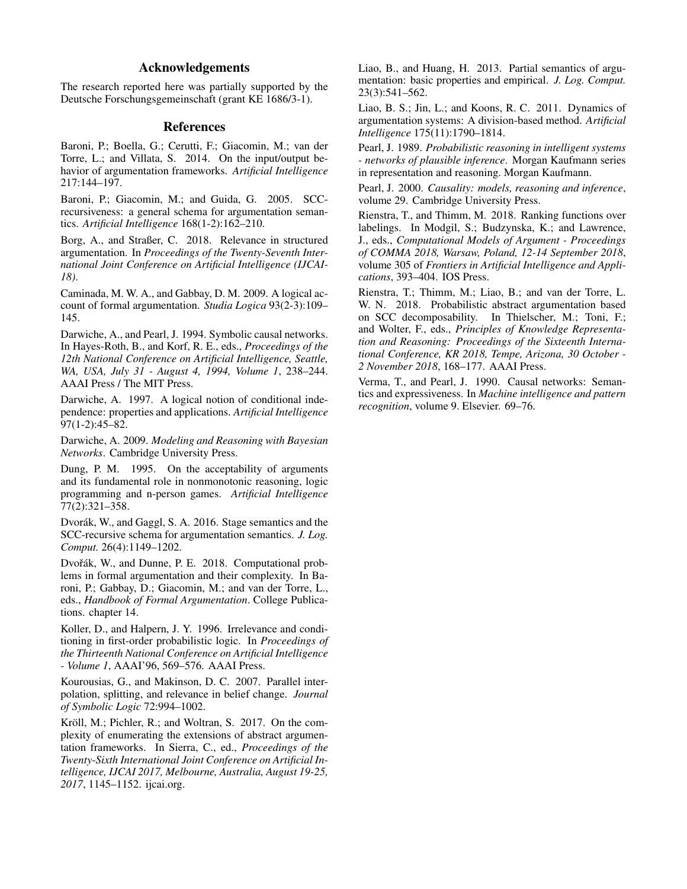## Acknowledgements

The research reported here was partially supported by the Deutsche Forschungsgemeinschaft (grant KE 1686/3-1).

## References

Baroni, P.; Boella, G.; Cerutti, F.; Giacomin, M.; van der Torre, L.; and Villata, S. 2014. On the input/output behavior of argumentation frameworks. *Artificial Intelligence* 217:144–197.

Baroni, P.; Giacomin, M.; and Guida, G. 2005. SCC-recursiveness: a general schema for argumentation semantics. *Artificial Intelligence* 168(1-2):162–210.

Borg, A., and Straßer, C. 2018. Relevance in structured argumentation. In *Proceedings of the Twenty-Seventh International Joint Conference on Artificial Intelligence (IJCAI-18)*.

Caminada, M. W. A., and Gabbay, D. M. 2009. A logical account of formal argumentation. *Studia Logica* 93(2-3):109–145.

Darwiche, A., and Pearl, J. 1994. Symbolic causal networks. In Hayes-Roth, B., and Korf, R. E., eds., *Proceedings of the 12th National Conference on Artificial Intelligence, Seattle, WA, USA, July 31 - August 4, 1994, Volume 1*, 238–244. AAAI Press / The MIT Press.

Darwiche, A. 1997. A logical notion of conditional independence: properties and applications. *Artificial Intelligence* 97(1-2):45–82.

Darwiche, A. 2009. *Modeling and Reasoning with Bayesian Networks*. Cambridge University Press.

Dung, P. M. 1995. On the acceptability of arguments and its fundamental role in nonmonotonic reasoning, logic programming and n-person games. *Artificial Intelligence* 77(2):321–358.

Dvorák, W., and Gaggl, S. A. 2016. Stage semantics and the SCC-recursive schema for argumentation semantics. *J. Log. Comput.* 26(4):1149–1202.

Dvořák, W., and Dunne, P. E. 2018. Computational problems in formal argumentation and their complexity. In Baroni, P.; Gabbay, D.; Giacomin, M.; and van der Torre, L., eds., *Handbook of Formal Argumentation*. College Publications. chapter 14.

Koller, D., and Halpern, J. Y. 1996. Irrelevance and conditioning in first-order probabilistic logic. In *Proceedings of the Thirteenth National Conference on Artificial Intelligence - Volume 1*, AAAI'96, 569–576. AAAI Press.

Kourousias, G., and Makinson, D. C. 2007. Parallel interpolation, splitting, and relevance in belief change. *Journal of Symbolic Logic* 72:994–1002.

Kröll, M.; Pichler, R.; and Woltran, S. 2017. On the complexity of enumerating the extensions of abstract argumentation frameworks. In Sierra, C., ed., *Proceedings of the Twenty-Sixth International Joint Conference on Artificial Intelligence, IJCAI 2017, Melbourne, Australia, August 19-25, 2017*, 1145–1152. ijcai.org.

Liao, B., and Huang, H. 2013. Partial semantics of argumentation: basic properties and empirical. *J. Log. Comput.* 23(3):541–562.

Liao, B. S.; Jin, L.; and Koons, R. C. 2011. Dynamics of argumentation systems: A division-based method. *Artificial Intelligence* 175(11):1790–1814.

Pearl, J. 1989. *Probabilistic reasoning in intelligent systems - networks of plausible inference*. Morgan Kaufmann series in representation and reasoning. Morgan Kaufmann.

Pearl, J. 2000. *Causality: models, reasoning and inference*, volume 29. Cambridge University Press.

Rienstra, T., and Thimm, M. 2018. Ranking functions over labelings. In Modgil, S.; Budzynska, K.; and Lawrence, J., eds., *Computational Models of Argument - Proceedings of COMMA 2018, Warsaw, Poland, 12-14 September 2018*, volume 305 of *Frontiers in Artificial Intelligence and Applications*, 393–404. IOS Press.

Rienstra, T.; Thimm, M.; Liao, B.; and van der Torre, L. W. N. 2018. Probabilistic abstract argumentation based on SCC decomposability. In Thielscher, M.; Toni, F.; and Wolter, F., eds., *Principles of Knowledge Representation and Reasoning: Proceedings of the Sixteenth International Conference, KR 2018, Tempe, Arizona, 30 October - 2 November 2018*, 168–177. AAAI Press.

Verma, T., and Pearl, J. 1990. Causal networks: Semantics and expressiveness. In *Machine intelligence and pattern recognition*, volume 9. Elsevier. 69–76.